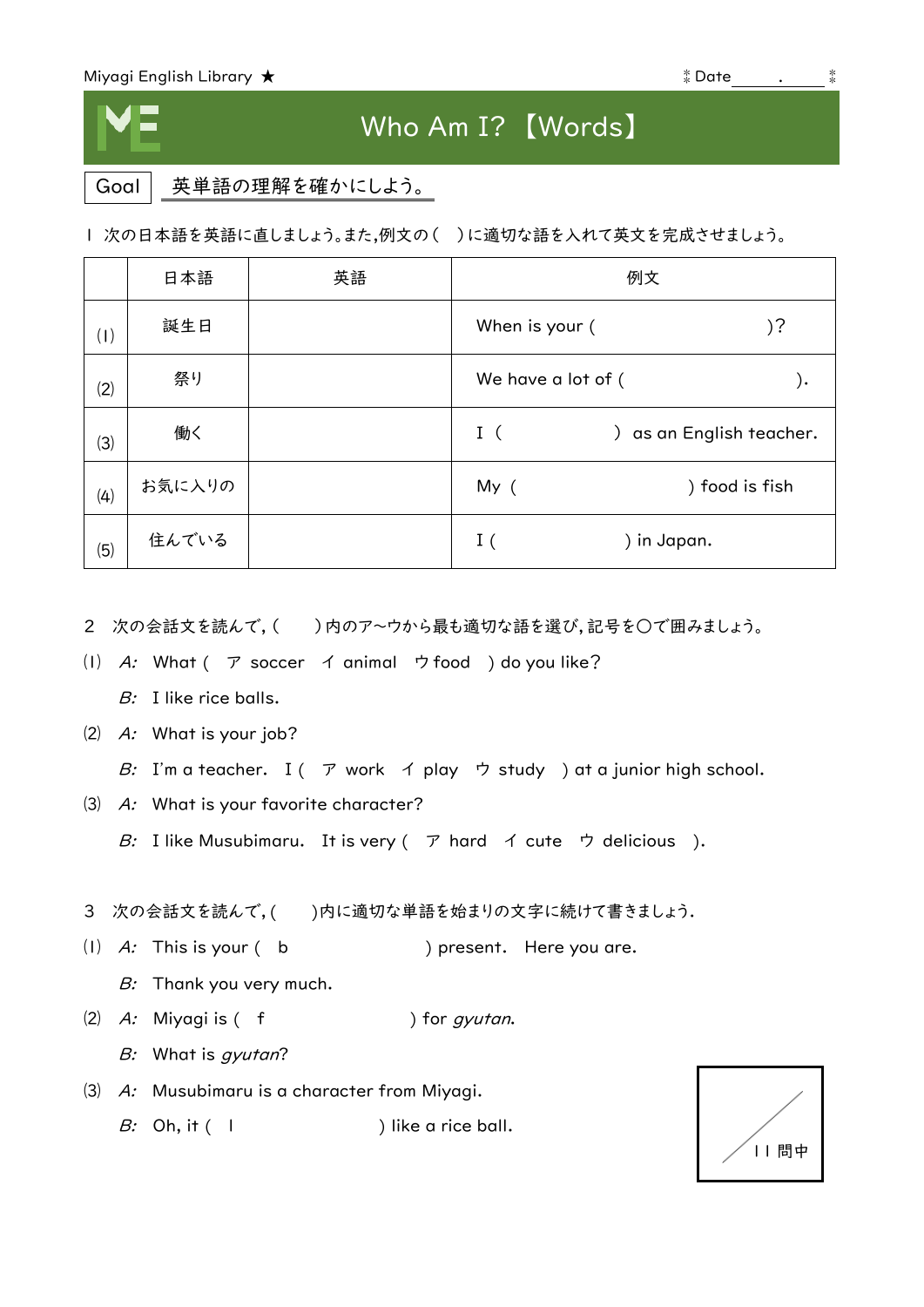Miyagi English Library ★

Date ＿＿＿.＿＿＿

# Who Am I? 【Words】

Goal　英単語の理解を確かにしよう。

1　次の日本語を英語に直しましょう。また,例文の（　）に適切な語を入れて英文を完成させましょう。

| | 日本語 | 英語 | 例文 |
|---|---|---|---|
| (1) | 誕生日 | | When is your (　　　　　　　)? |
| (2) | 祭り | | We have a lot of (　　　　　　　). |
| (3) | 働く | | I (　　　　　　) as an English teacher. |
| (4) | お気に入りの | | My (　　　　　　　) food is fish |
| (5) | 住んでいる | | I (　　　　　　) in Japan. |

2　次の会話文を読んで,（　）内のア〜ウから最も適切な語を選び,記号を○で囲みましょう。

(1) *A:* What ( ア soccer　イ animal　ウ food ) do you like?

　*B:* I like rice balls.

(2) *A:* What is your job?

　*B:* I'm a teacher.　I ( ア work　イ play　ウ study ) at a junior high school.

(3) *A:* What is your favorite character?

　*B:* I like Musubimaru.　It is very ( ア hard　イ cute　ウ delicious ).

3　次の会話文を読んで,（　）内に適切な単語を始まりの文字に続けて書きましょう.

(1) *A:* This is your ( b　　　　　　) present.　Here you are.

　*B:* Thank you very much.

(2) *A:* Miyagi is ( f　　　　　　) for *gyutan*.

　*B:* What is *gyutan*?

(3) *A:* Musubimaru is a character from Miyagi.

　*B:* Oh, it ( l　　　　　　) like a rice ball.

／11 問中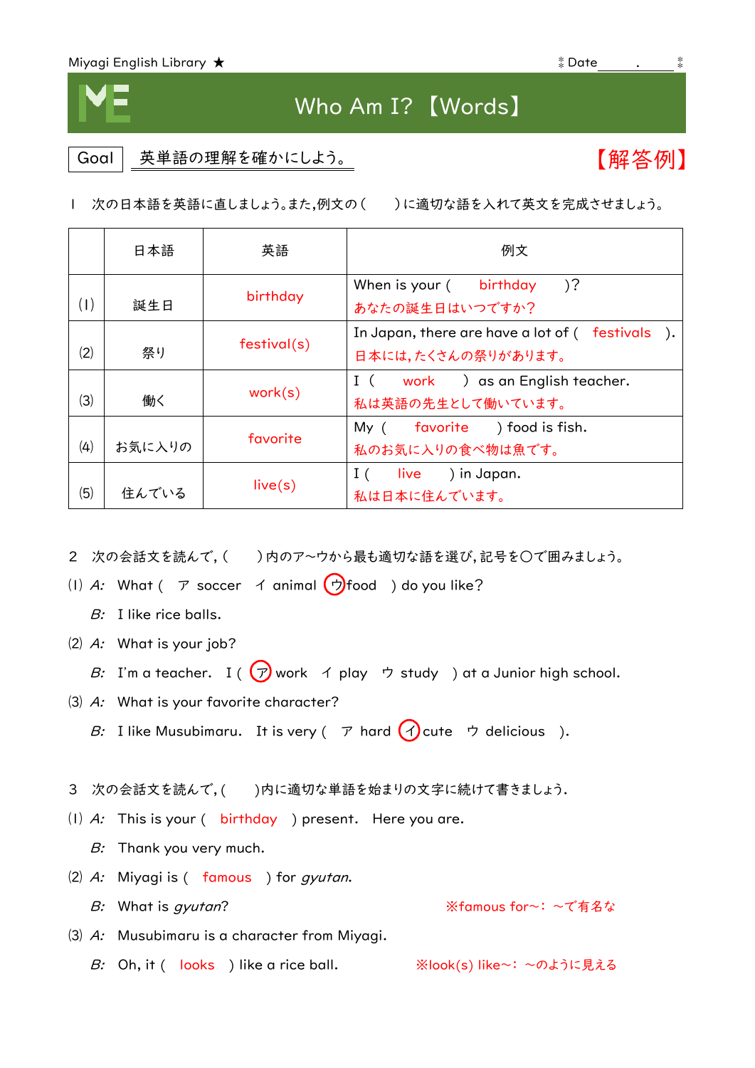Miyagi English Library ★　　　　　　　　　　　　　　　　　　　　　Date ＿＿＿.＿＿＿

# Who Am I?【Words】

Goal　英単語の理解を確かにしよう。　　　　　　　　　　　　　　　　**【解答例】**

1　次の日本語を英語に直しましょう。また,例文の（　　）に適切な語を入れて英文を完成させましょう。

| | 日本語 | 英語 | 例文 |
|---|---|---|---|
| (1) | 誕生日 | birthday | When is your ( birthday )?<br>あなたの誕生日はいつですか？ |
| (2) | 祭り | festival(s) | In Japan, there are have a lot of ( festivals ).<br>日本には,たくさんの祭りがあります。 |
| (3) | 働く | work(s) | I ( work ) as an English teacher.<br>私は英語の先生として働いています。 |
| (4) | お気に入りの | favorite | My ( favorite ) food is fish.<br>私のお気に入りの食べ物は魚です。 |
| (5) | 住んでいる | live(s) | I ( live ) in Japan.<br>私は日本に住んでいます。 |

2　次の会話文を読んで,（　　）内のア～ウから最も適切な語を選び,記号を〇で囲みましょう。

(1) *A:* What ( ア soccer　イ animal　(ウ) food ) do you like?

*B:* I like rice balls.

(2) *A:* What is your job?

*B:* I'm a teacher.　I ( (ア) work　イ play　ウ study ) at a Junior high school.

(3) *A:* What is your favorite character?

*B:* I like Musubimaru.　It is very ( ア hard　(イ) cute　ウ delicious ).

3　次の会話文を読んで,（　　）内に適切な単語を始まりの文字に続けて書きましょう。

(1) *A:* This is your ( birthday ) present.　Here you are.

*B:* Thank you very much.

(2) *A:* Miyagi is ( famous ) for *gyutan*.

*B:* What is *gyutan*?　　　　※famous for～：～で有名な

(3) *A:* Musubimaru is a character from Miyagi.

*B:* Oh, it ( looks ) like a rice ball.　　　　※look(s) like～：～のように見える